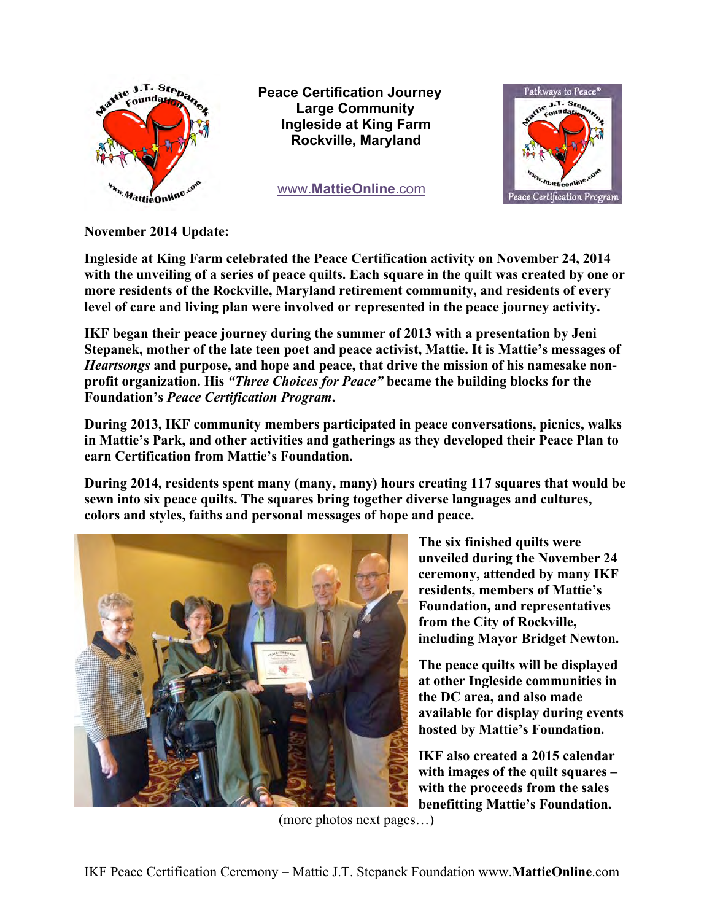# Peace Certification Journey
## Large Community
## Ingleside at King Farm
## Rockville, Maryland

www.**MattieOnline**.com

**November 2014 Update:**

**Ingleside at King Farm celebrated the Peace Certification activity on November 24, 2014 with the unveiling of a series of peace quilts. Each square in the quilt was created by one or more residents of the Rockville, Maryland retirement community, and residents of every level of care and living plan were involved or represented in the peace journey activity.**

**IKF began their peace journey during the summer of 2013 with a presentation by Jeni Stepanek, mother of the late teen poet and peace activist, Mattie. It is Mattie's messages of *Heartsongs* and purpose, and hope and peace, that drive the mission of his namesake non-profit organization. His *"Three Choices for Peace"* became the building blocks for the Foundation's *Peace Certification Program*.**

**During 2013, IKF community members participated in peace conversations, picnics, walks in Mattie's Park, and other activities and gatherings as they developed their Peace Plan to earn Certification from Mattie's Foundation.**

**During 2014, residents spent many (many, many) hours creating 117 squares that would be sewn into six peace quilts. The squares bring together diverse languages and cultures, colors and styles, faiths and personal messages of hope and peace.**

**The six finished quilts were unveiled during the November 24 ceremony, attended by many IKF residents, members of Mattie's Foundation, and representatives from the City of Rockville, including Mayor Bridget Newton.**

**The peace quilts will be displayed at other Ingleside communities in the DC area, and also made available for display during events hosted by Mattie's Foundation.**

**IKF also created a 2015 calendar with images of the quilt squares – with the proceeds from the sales benefitting Mattie's Foundation.**

(more photos next pages…)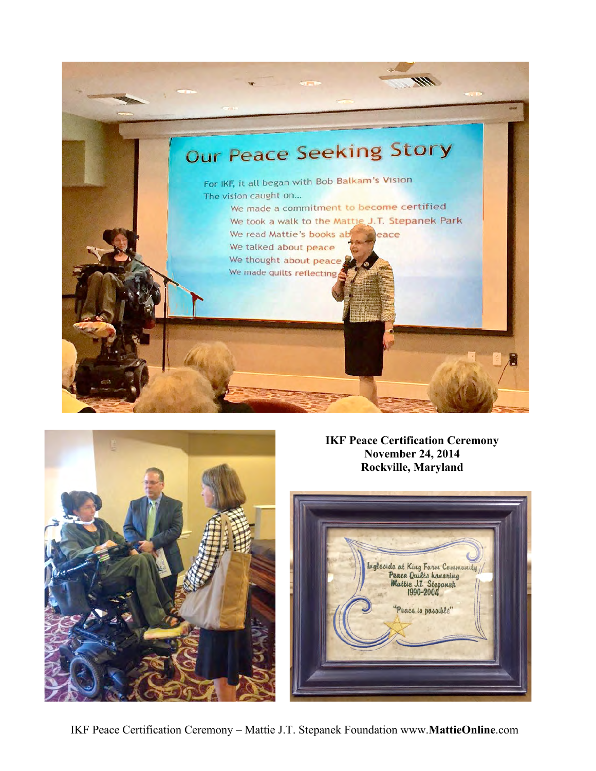**IKF Peace Certification Ceremony**
**November 24, 2014**
**Rockville, Maryland**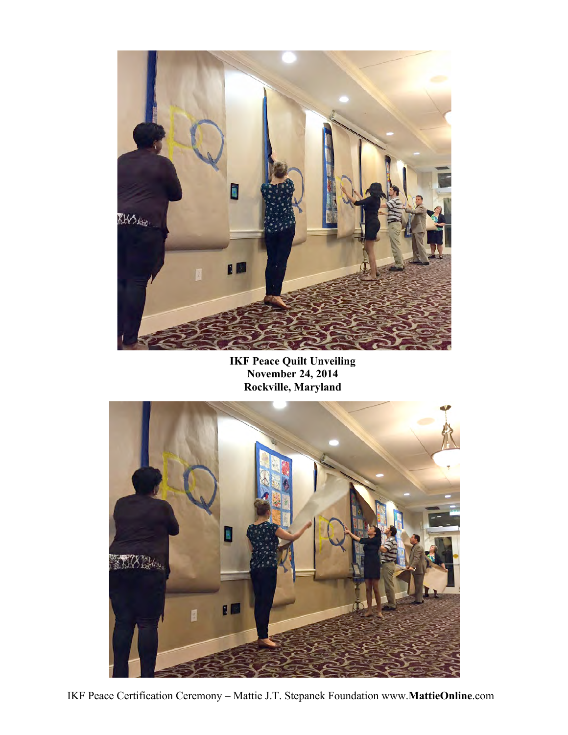**IKF Peace Quilt Unveiling**
**November 24, 2014**
**Rockville, Maryland**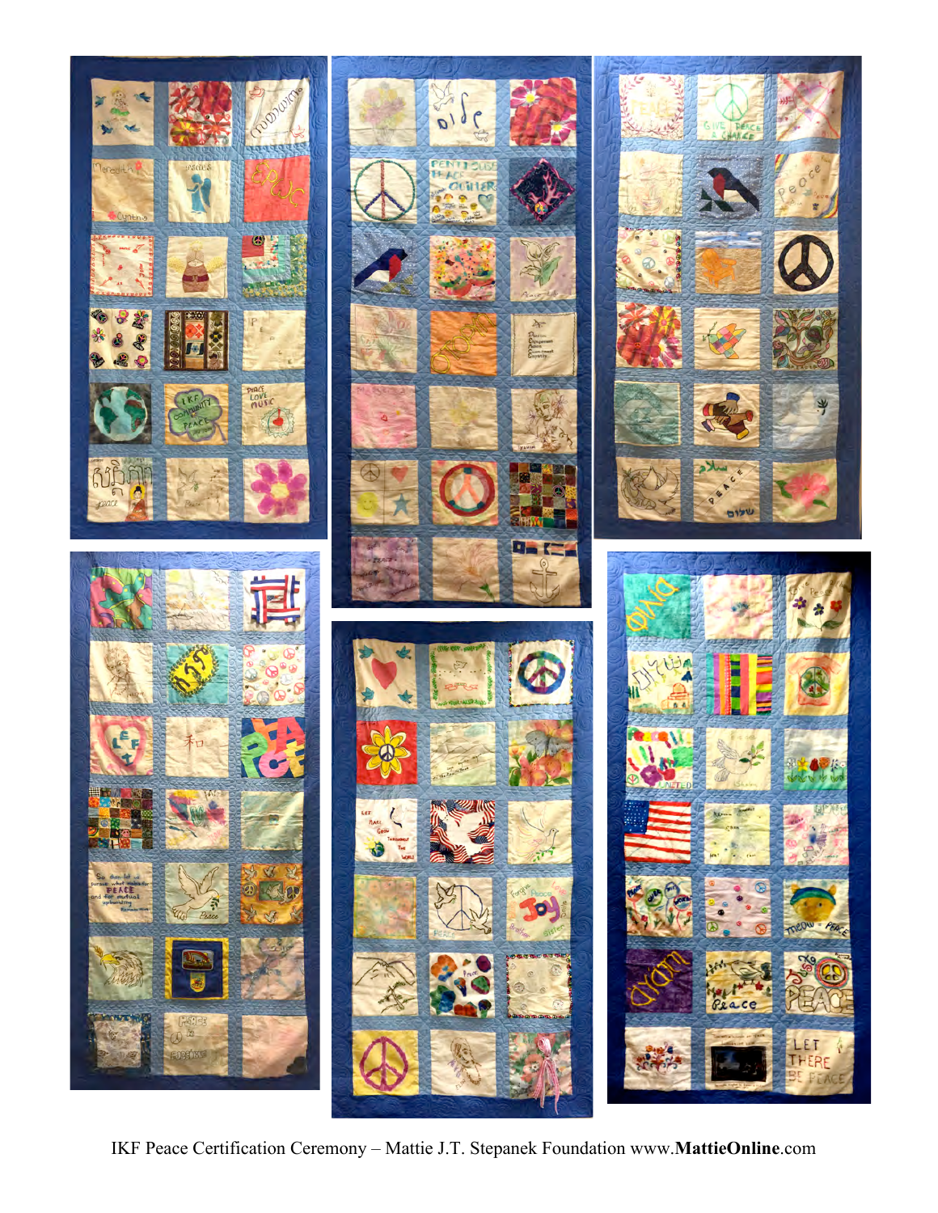IKF Peace Certification Ceremony – Mattie J.T. Stepanek Foundation www.**MattieOnline**.com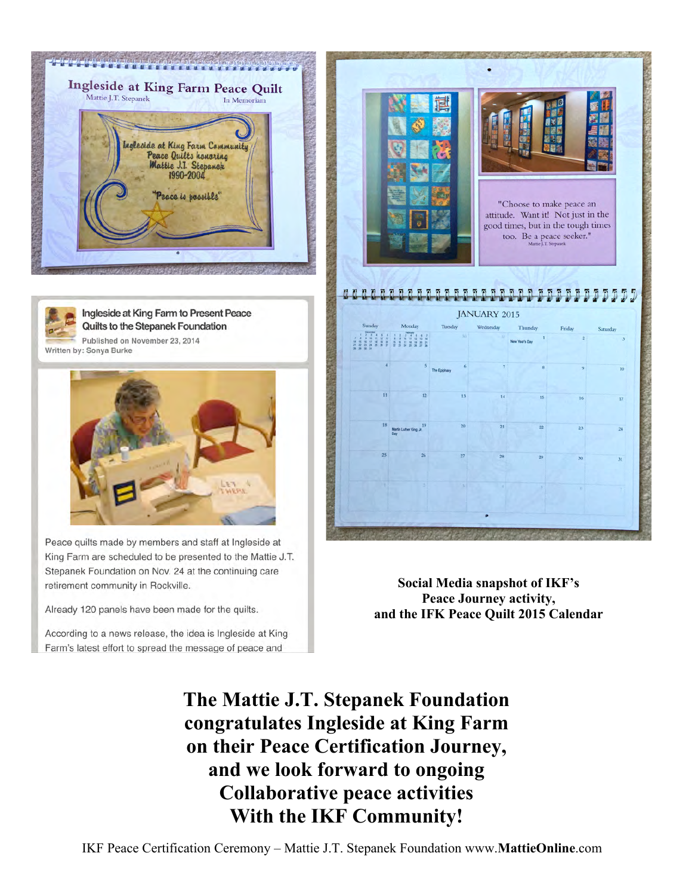Ingleside at King Farm Peace Quilt

Mattie J.T. Stepanek In Memoriam

Ingleside at King Farm Community Peace Quilts honoring Mattie J.T. Stepanek 1990-2004

"Peace is possible"

Ingleside at King Farm to Present Peace Quilts to the Stepanek Foundation

Published on November 23, 2014

Written by: Sonya Burke

Peace quilts made by members and staff at Ingleside at King Farm are scheduled to be presented to the Mattie J.T. Stepanek Foundation on Nov. 24 at the continuing care retirement community in Rockville.

Already 120 panels have been made for the quilts.

According to a news release, the idea is Ingleside at King Farm's latest effort to spread the message of peace and

"Choose to make peace an attitude. Want it! Not just in the good times, but in the tough times too. Be a peace seeker."
Mattie J.T. Stepanek

JANUARY 2015

**Social Media snapshot of IKF's Peace Journey activity, and the IFK Peace Quilt 2015 Calendar**

## The Mattie J.T. Stepanek Foundation congratulates Ingleside at King Farm on their Peace Certification Journey, and we look forward to ongoing Collaborative peace activities With the IKF Community!

IKF Peace Certification Ceremony – Mattie J.T. Stepanek Foundation www.**MattieOnline**.com